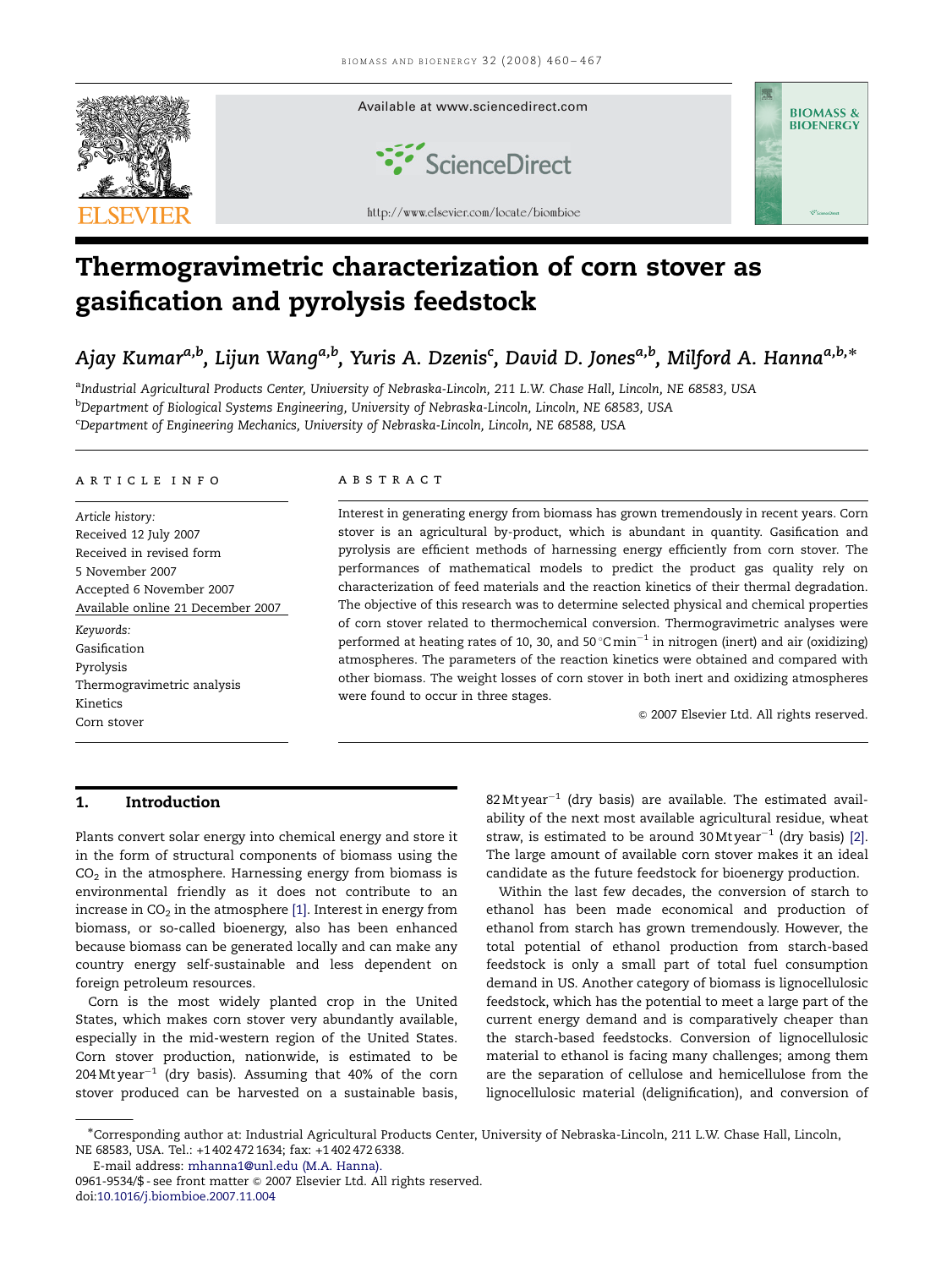# Thermogravimetric characterization of corn stover as gasification and pyrolysis feedstock

*Ajay Kumar*[a,b], *Lijun Wang*[a,b], *Yuris A. Dzenis*[c], *David D. Jones*[a,b], *Milford A. Hanna*[a,b,*]

[a]Industrial Agricultural Products Center, University of Nebraska-Lincoln, 211 L.W. Chase Hall, Lincoln, NE 68583, USA
[b]Department of Biological Systems Engineering, University of Nebraska-Lincoln, Lincoln, NE 68583, USA
[c]Department of Engineering Mechanics, University of Nebraska-Lincoln, Lincoln, NE 68588, USA

## ARTICLE INFO

*Article history:*
Received 12 July 2007
Received in revised form
5 November 2007
Accepted 6 November 2007
Available online 21 December 2007

*Keywords:*
Gasification
Pyrolysis
Thermogravimetric analysis
Kinetics
Corn stover

## ABSTRACT

Interest in generating energy from biomass has grown tremendously in recent years. Corn stover is an agricultural by-product, which is abundant in quantity. Gasification and pyrolysis are efficient methods of harnessing energy efficiently from corn stover. The performances of mathematical models to predict the product gas quality rely on characterization of feed materials and the reaction kinetics of their thermal degradation. The objective of this research was to determine selected physical and chemical properties of corn stover related to thermochemical conversion. Thermogravimetric analyses were performed at heating rates of 10, 30, and 50 °C min$^{-1}$ in nitrogen (inert) and air (oxidizing) atmospheres. The parameters of the reaction kinetics were obtained and compared with other biomass. The weight losses of corn stover in both inert and oxidizing atmospheres were found to occur in three stages.

© 2007 Elsevier Ltd. All rights reserved.

## 1. Introduction

Plants convert solar energy into chemical energy and store it in the form of structural components of biomass using the $CO_2$ in the atmosphere. Harnessing energy from biomass is environmental friendly as it does not contribute to an increase in $CO_2$ in the atmosphere [1]. Interest in energy from biomass, or so-called bioenergy, also has been enhanced because biomass can be generated locally and can make any country energy self-sustainable and less dependent on foreign petroleum resources.

Corn is the most widely planted crop in the United States, which makes corn stover very abundantly available, especially in the mid-western region of the United States. Corn stover production, nationwide, is estimated to be 204 Mt year$^{-1}$ (dry basis). Assuming that 40% of the corn stover produced can be harvested on a sustainable basis, 82 Mt year$^{-1}$ (dry basis) are available. The estimated availability of the next most available agricultural residue, wheat straw, is estimated to be around 30 Mt year$^{-1}$ (dry basis) [2]. The large amount of available corn stover makes it an ideal candidate as the future feedstock for bioenergy production.

Within the last few decades, the conversion of starch to ethanol has been made economical and production of ethanol from starch has grown tremendously. However, the total potential of ethanol production from starch-based feedstock is only a small part of total fuel consumption demand in US. Another category of biomass is lignocellulosic feedstock, which has the potential to meet a large part of the current energy demand and is comparatively cheaper than the starch-based feedstocks. Conversion of lignocellulosic material to ethanol is facing many challenges; among them are the separation of cellulose and hemicellulose from the lignocellulosic material (delignification), and conversion of

*Corresponding author at: Industrial Agricultural Products Center, University of Nebraska-Lincoln, 211 L.W. Chase Hall, Lincoln, NE 68583, USA. Tel.: +1 402 472 1634; fax: +1 402 472 6338.
E-mail address: mhanna1@unl.edu (M.A. Hanna).
0961-9534/$ - see front matter © 2007 Elsevier Ltd. All rights reserved.
doi:10.1016/j.biombioe.2007.11.004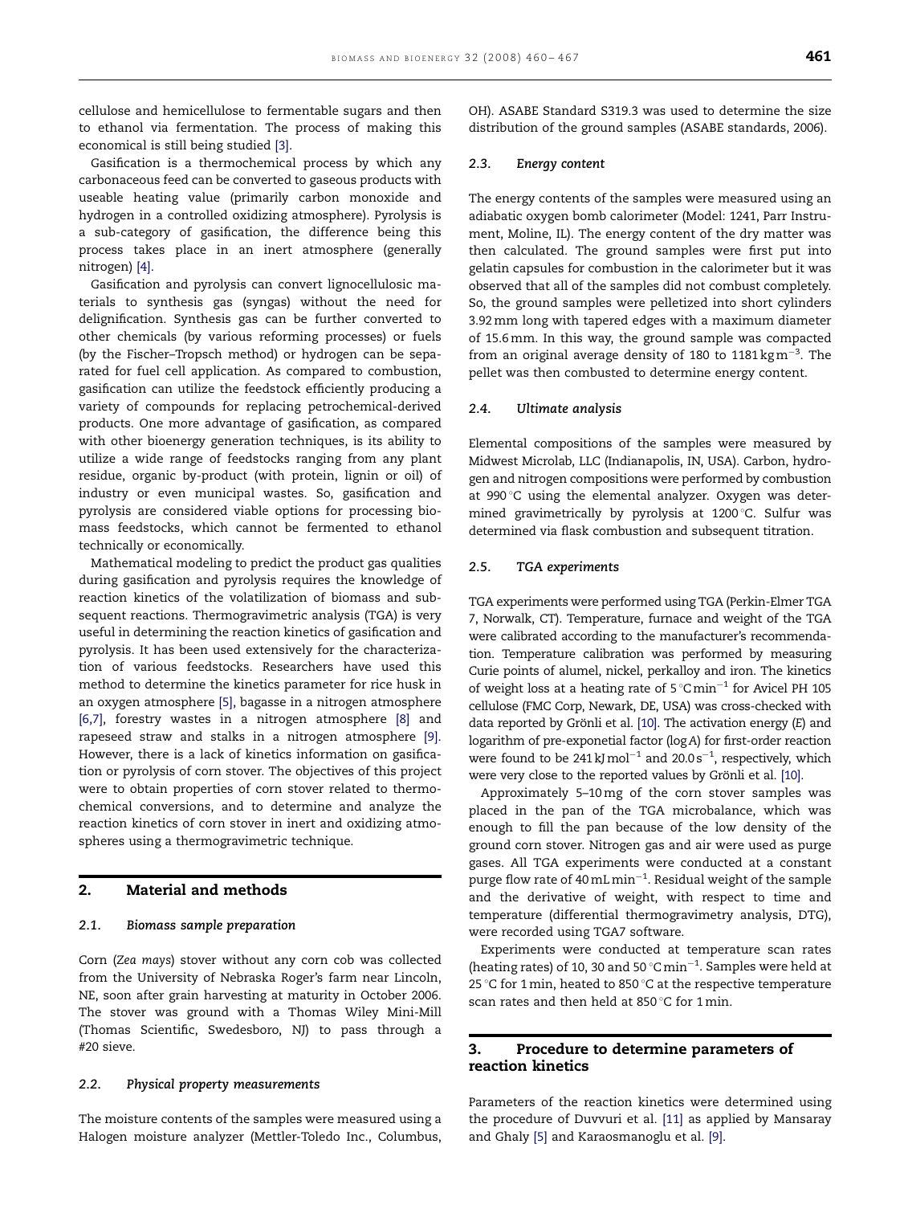cellulose and hemicellulose to fermentable sugars and then to ethanol via fermentation. The process of making this economical is still being studied [3].

Gasification is a thermochemical process by which any carbonaceous feed can be converted to gaseous products with useable heating value (primarily carbon monoxide and hydrogen in a controlled oxidizing atmosphere). Pyrolysis is a sub-category of gasification, the difference being this process takes place in an inert atmosphere (generally nitrogen) [4].

Gasification and pyrolysis can convert lignocellulosic materials to synthesis gas (syngas) without the need for delignification. Synthesis gas can be further converted to other chemicals (by various reforming processes) or fuels (by the Fischer–Tropsch method) or hydrogen can be separated for fuel cell application. As compared to combustion, gasification can utilize the feedstock efficiently producing a variety of compounds for replacing petrochemical-derived products. One more advantage of gasification, as compared with other bioenergy generation techniques, is its ability to utilize a wide range of feedstocks ranging from any plant residue, organic by-product (with protein, lignin or oil) of industry or even municipal wastes. So, gasification and pyrolysis are considered viable options for processing biomass feedstocks, which cannot be fermented to ethanol technically or economically.

Mathematical modeling to predict the product gas qualities during gasification and pyrolysis requires the knowledge of reaction kinetics of the volatilization of biomass and subsequent reactions. Thermogravimetric analysis (TGA) is very useful in determining the reaction kinetics of gasification and pyrolysis. It has been used extensively for the characterization of various feedstocks. Researchers have used this method to determine the kinetics parameter for rice husk in an oxygen atmosphere [5], bagasse in a nitrogen atmosphere [6,7], forestry wastes in a nitrogen atmosphere [8] and rapeseed straw and stalks in a nitrogen atmosphere [9]. However, there is a lack of kinetics information on gasification or pyrolysis of corn stover. The objectives of this project were to obtain properties of corn stover related to thermochemical conversions, and to determine and analyze the reaction kinetics of corn stover in inert and oxidizing atmospheres using a thermogravimetric technique.

## 2. Material and methods

### 2.1. Biomass sample preparation

Corn (*Zea mays*) stover without any corn cob was collected from the University of Nebraska Roger's farm near Lincoln, NE, soon after grain harvesting at maturity in October 2006. The stover was ground with a Thomas Wiley Mini-Mill (Thomas Scientific, Swedesboro, NJ) to pass through a #20 sieve.

### 2.2. Physical property measurements

The moisture contents of the samples were measured using a Halogen moisture analyzer (Mettler-Toledo Inc., Columbus, OH). ASABE Standard S319.3 was used to determine the size distribution of the ground samples (ASABE standards, 2006).

### 2.3. Energy content

The energy contents of the samples were measured using an adiabatic oxygen bomb calorimeter (Model: 1241, Parr Instrument, Moline, IL). The energy content of the dry matter was then calculated. The ground samples were first put into gelatin capsules for combustion in the calorimeter but it was observed that all of the samples did not combust completely. So, the ground samples were pelletized into short cylinders 3.92 mm long with tapered edges with a maximum diameter of 15.6 mm. In this way, the ground sample was compacted from an original average density of 180 to 1181 $\mathrm{kg\,m^{-3}}$. The pellet was then combusted to determine energy content.

### 2.4. Ultimate analysis

Elemental compositions of the samples were measured by Midwest Microlab, LLC (Indianapolis, IN, USA). Carbon, hydrogen and nitrogen compositions were performed by combustion at 990 °C using the elemental analyzer. Oxygen was determined gravimetrically by pyrolysis at 1200 °C. Sulfur was determined via flask combustion and subsequent titration.

### 2.5. TGA experiments

TGA experiments were performed using TGA (Perkin-Elmer TGA 7, Norwalk, CT). Temperature, furnace and weight of the TGA were calibrated according to the manufacturer's recommendation. Temperature calibration was performed by measuring Curie points of alumel, nickel, perkalloy and iron. The kinetics of weight loss at a heating rate of 5 $\mathrm{^\circ C\,min^{-1}}$ for Avicel PH 105 cellulose (FMC Corp, Newark, DE, USA) was cross-checked with data reported by Grönli et al. [10]. The activation energy ($E$) and logarithm of pre-exponetial factor ($\log A$) for first-order reaction were found to be 241 $\mathrm{kJ\,mol^{-1}}$ and 20.0 $\mathrm{s^{-1}}$, respectively, which were very close to the reported values by Grönli et al. [10].

Approximately 5–10 mg of the corn stover samples was placed in the pan of the TGA microbalance, which was enough to fill the pan because of the low density of the ground corn stover. Nitrogen gas and air were used as purge gases. All TGA experiments were conducted at a constant purge flow rate of 40 $\mathrm{mL\,min^{-1}}$. Residual weight of the sample and the derivative of weight, with respect to time and temperature (differential thermogravimetry analysis, DTG), were recorded using TGA7 software.

Experiments were conducted at temperature scan rates (heating rates) of 10, 30 and 50 $\mathrm{^\circ C\,min^{-1}}$. Samples were held at 25 °C for 1 min, heated to 850 °C at the respective temperature scan rates and then held at 850 °C for 1 min.

## 3. Procedure to determine parameters of reaction kinetics

Parameters of the reaction kinetics were determined using the procedure of Duvvuri et al. [11] as applied by Mansaray and Ghaly [5] and Karaosmanoglu et al. [9].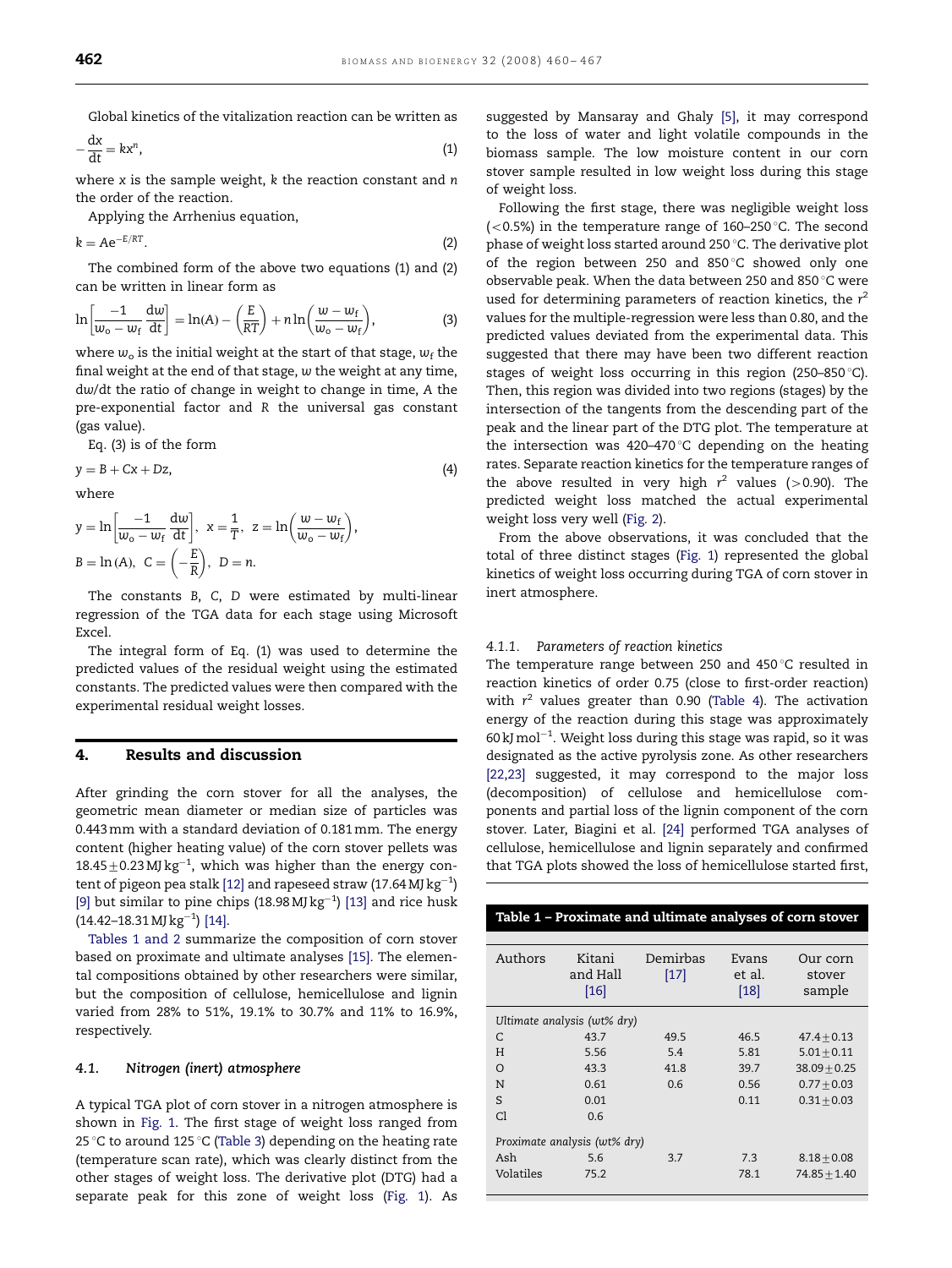Global kinetics of the vitalization reaction can be written as

$$-\frac{dx}{dt} = kx^n, \tag{1}$$

where $x$ is the sample weight, $k$ the reaction constant and $n$ the order of the reaction.

Applying the Arrhenius equation,

$$k = Ae^{-E/RT}. \tag{2}$$

The combined form of the above two equations (1) and (2) can be written in linear form as

$$\ln\left[\frac{-1}{w_o - w_f}\frac{dw}{dt}\right] = \ln(A) - \left(\frac{E}{RT}\right) + n\ln\left(\frac{w - w_f}{w_o - w_f}\right), \tag{3}$$

where $w_o$ is the initial weight at the start of that stage, $w_f$ the final weight at the end of that stage, $w$ the weight at any time, $dw/dt$ the ratio of change in weight to change in time, $A$ the pre-exponential factor and $R$ the universal gas constant (gas value).

Eq. (3) is of the form

$$y = B + Cx + Dz, \tag{4}$$

where

$$y = \ln\left[\frac{-1}{w_o - w_f}\frac{dw}{dt}\right],\ \ x = \frac{1}{T},\ \ z = \ln\left(\frac{w - w_f}{w_o - w_f}\right),$$

$$B = \ln(A),\ \ C = \left(-\frac{E}{R}\right),\ \ D = n.$$

The constants $B$, $C$, $D$ were estimated by multi-linear regression of the TGA data for each stage using Microsoft Excel.

The integral form of Eq. (1) was used to determine the predicted values of the residual weight using the estimated constants. The predicted values were then compared with the experimental residual weight losses.

## 4. Results and discussion

After grinding the corn stover for all the analyses, the geometric mean diameter or median size of particles was 0.443 mm with a standard deviation of 0.181 mm. The energy content (higher heating value) of the corn stover pellets was $18.45 \pm 0.23\,\mathrm{MJ\,kg^{-1}}$, which was higher than the energy content of pigeon pea stalk [12] and rapeseed straw ($17.64\,\mathrm{MJ\,kg^{-1}}$) [9] but similar to pine chips ($18.98\,\mathrm{MJ\,kg^{-1}}$) [13] and rice husk ($14.42$–$18.31\,\mathrm{MJ\,kg^{-1}}$) [14].

Tables 1 and 2 summarize the composition of corn stover based on proximate and ultimate analyses [15]. The elemental compositions obtained by other researchers were similar, but the composition of cellulose, hemicellulose and lignin varied from 28% to 51%, 19.1% to 30.7% and 11% to 16.9%, respectively.

### 4.1. *Nitrogen (inert) atmosphere*

A typical TGA plot of corn stover in a nitrogen atmosphere is shown in Fig. 1. The first stage of weight loss ranged from 25 °C to around 125 °C (Table 3) depending on the heating rate (temperature scan rate), which was clearly distinct from the other stages of weight loss. The derivative plot (DTG) had a separate peak for this zone of weight loss (Fig. 1). As suggested by Mansaray and Ghaly [5], it may correspond to the loss of water and light volatile compounds in the biomass sample. The low moisture content in our corn stover sample resulted in low weight loss during this stage of weight loss.

Following the first stage, there was negligible weight loss (<0.5%) in the temperature range of 160–250 °C. The second phase of weight loss started around 250 °C. The derivative plot of the region between 250 and 850 °C showed only one observable peak. When the data between 250 and 850 °C were used for determining parameters of reaction kinetics, the $r^2$ values for the multiple-regression were less than 0.80, and the predicted values deviated from the experimental data. This suggested that there may have been two different reaction stages of weight loss occurring in this region (250–850 °C). Then, this region was divided into two regions (stages) by the intersection of the tangents from the descending part of the peak and the linear part of the DTG plot. The temperature at the intersection was 420–470 °C depending on the heating rates. Separate reaction kinetics for the temperature ranges of the above resulted in very high $r^2$ values (>0.90). The predicted weight loss matched the actual experimental weight loss very well (Fig. 2).

From the above observations, it was concluded that the total of three distinct stages (Fig. 1) represented the global kinetics of weight loss occurring during TGA of corn stover in inert atmosphere.

#### 4.1.1. *Parameters of reaction kinetics*

The temperature range between 250 and 450 °C resulted in reaction kinetics of order 0.75 (close to first-order reaction) with $r^2$ values greater than 0.90 (Table 4). The activation energy of the reaction during this stage was approximately $60\,\mathrm{kJ\,mol^{-1}}$. Weight loss during this stage was rapid, so it was designated as the active pyrolysis zone. As other researchers [22,23] suggested, it may correspond to the major loss (decomposition) of cellulose and hemicellulose components and partial loss of the lignin component of the corn stover. Later, Biagini et al. [24] performed TGA analyses of cellulose, hemicellulose and lignin separately and confirmed that TGA plots showed the loss of hemicellulose started first,

**Table 1 – Proximate and ultimate analyses of corn stover**

| Authors | Kitani and Hall [16] | Demirbas [17] | Evans et al. [18] | Our corn stover sample |
|---|---|---|---|---|
| *Ultimate analysis (wt% dry)* | | | | |
| C | 43.7 | 49.5 | 46.5 | $47.4 \pm 0.13$ |
| H | 5.56 | 5.4 | 5.81 | $5.01 \pm 0.11$ |
| O | 43.3 | 41.8 | 39.7 | $38.09 \pm 0.25$ |
| N | 0.61 | 0.6 | 0.56 | $0.77 \pm 0.03$ |
| S | 0.01 | | 0.11 | $0.31 \pm 0.03$ |
| Cl | 0.6 | | | |
| *Proximate analysis (wt% dry)* | | | | |
| Ash | 5.6 | 3.7 | 7.3 | $8.18 \pm 0.08$ |
| Volatiles | 75.2 | | 78.1 | $74.85 \pm 1.40$ |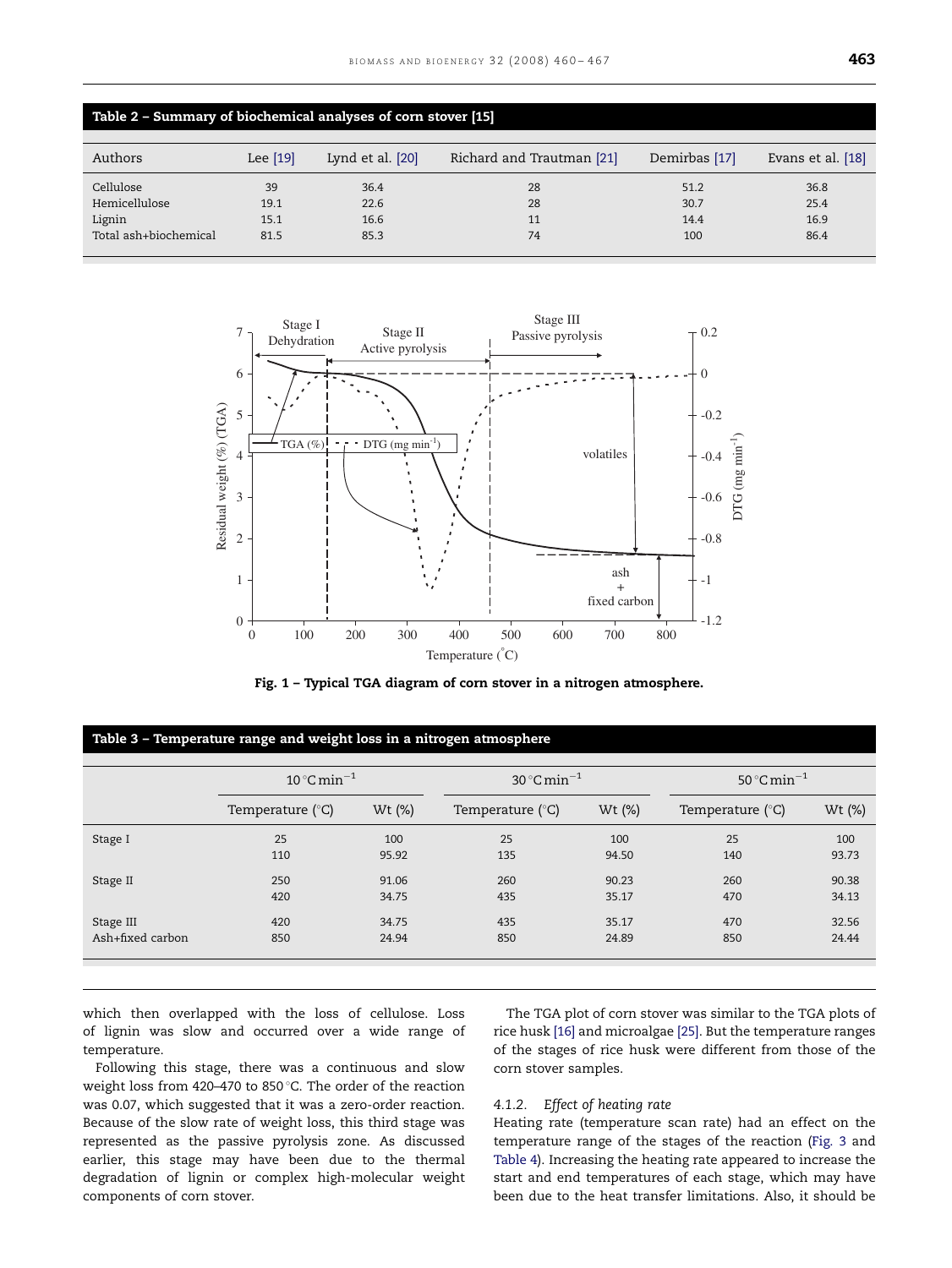**Table 2 – Summary of biochemical analyses of corn stover [15]**

| Authors | Lee [19] | Lynd et al. [20] | Richard and Trautman [21] | Demirbas [17] | Evans et al. [18] |
|---|---|---|---|---|---|
| Cellulose | 39 | 36.4 | 28 | 51.2 | 36.8 |
| Hemicellulose | 19.1 | 22.6 | 28 | 30.7 | 25.4 |
| Lignin | 15.1 | 16.6 | 11 | 14.4 | 16.9 |
| Total ash+biochemical | 81.5 | 85.3 | 74 | 100 | 86.4 |

Fig. 1 – Typical TGA diagram of corn stover in a nitrogen atmosphere.

**Table 3 – Temperature range and weight loss in a nitrogen atmosphere**

| | $10\,^{\circ}C\,min^{-1}$ | | $30\,^{\circ}C\,min^{-1}$ | | $50\,^{\circ}C\,min^{-1}$ | |
|---|---|---|---|---|---|---|
| | Temperature (°C) | Wt (%) | Temperature (°C) | Wt (%) | Temperature (°C) | Wt (%) |
| Stage I | 25 | 100 | 25 | 100 | 25 | 100 |
| | 110 | 95.92 | 135 | 94.50 | 140 | 93.73 |
| Stage II | 250 | 91.06 | 260 | 90.23 | 260 | 90.38 |
| | 420 | 34.75 | 435 | 35.17 | 470 | 34.13 |
| Stage III | 420 | 34.75 | 435 | 35.17 | 470 | 32.56 |
| Ash+fixed carbon | 850 | 24.94 | 850 | 24.89 | 850 | 24.44 |

which then overlapped with the loss of cellulose. Loss of lignin was slow and occurred over a wide range of temperature.

Following this stage, there was a continuous and slow weight loss from 420–470 to 850 °C. The order of the reaction was 0.07, which suggested that it was a zero-order reaction. Because of the slow rate of weight loss, this third stage was represented as the passive pyrolysis zone. As discussed earlier, this stage may have been due to the thermal degradation of lignin or complex high-molecular weight components of corn stover.

The TGA plot of corn stover was similar to the TGA plots of rice husk [16] and microalgae [25]. But the temperature ranges of the stages of rice husk were different from those of the corn stover samples.

#### 4.1.2. *Effect of heating rate*

Heating rate (temperature scan rate) had an effect on the temperature range of the stages of the reaction (Fig. 3 and Table 4). Increasing the heating rate appeared to increase the start and end temperatures of each stage, which may have been due to the heat transfer limitations. Also, it should be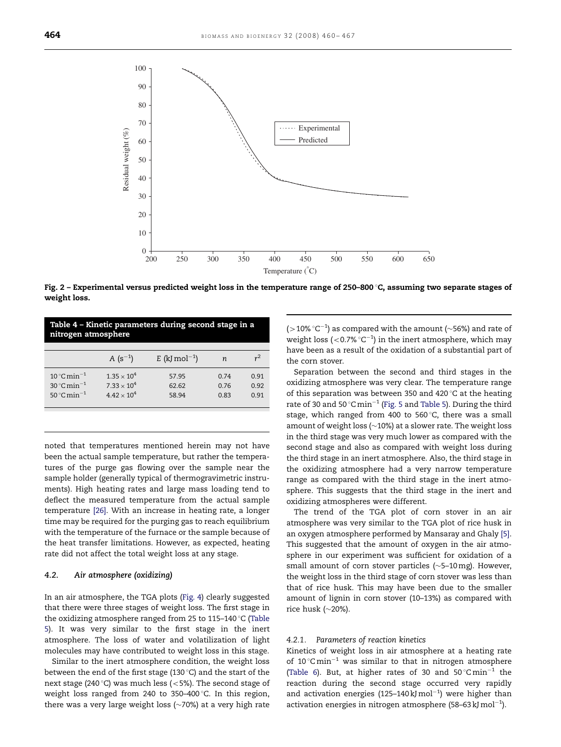Fig. 2 – Experimental versus predicted weight loss in the temperature range of 250–800 °C, assuming two separate stages of weight loss.

| Table 4 – Kinetic parameters during second stage in a nitrogen atmosphere | | | | |
|---|---|---|---|---|
| | $A$ ($s^{-1}$) | $E$ ($kJ\,mol^{-1}$) | $n$ | $r^2$ |
| $10\,°C\,min^{-1}$ | $1.35 \times 10^4$ | 57.95 | 0.74 | 0.91 |
| $30\,°C\,min^{-1}$ | $7.33 \times 10^4$ | 62.62 | 0.76 | 0.92 |
| $50\,°C\,min^{-1}$ | $4.42 \times 10^4$ | 58.94 | 0.83 | 0.91 |

noted that temperatures mentioned herein may not have been the actual sample temperature, but rather the temperatures of the purge gas flowing over the sample near the sample holder (generally typical of thermogravimetric instruments). High heating rates and large mass loading tend to deflect the measured temperature from the actual sample temperature [26]. With an increase in heating rate, a longer time may be required for the purging gas to reach equilibrium with the temperature of the furnace or the sample because of the heat transfer limitations. However, as expected, heating rate did not affect the total weight loss at any stage.

### 4.2. *Air atmosphere (oxidizing)*

In an air atmosphere, the TGA plots (Fig. 4) clearly suggested that there were three stages of weight loss. The first stage in the oxidizing atmosphere ranged from 25 to 115–140 °C (Table 5). It was very similar to the first stage in the inert atmosphere. The loss of water and volatilization of light molecules may have contributed to weight loss in this stage.

Similar to the inert atmosphere condition, the weight loss between the end of the first stage (130 °C) and the start of the next stage (240 °C) was much less (<5%). The second stage of weight loss ranged from 240 to 350–400 °C. In this region, there was a very large weight loss (~70%) at a very high rate (>10% $°C^{-1}$) as compared with the amount (~56%) and rate of weight loss (<0.7% $°C^{-1}$) in the inert atmosphere, which may have been as a result of the oxidation of a substantial part of the corn stover.

Separation between the second and third stages in the oxidizing atmosphere was very clear. The temperature range of this separation was between 350 and 420 °C at the heating rate of 30 and 50 $°C\,min^{-1}$ (Fig. 5 and Table 5). During the third stage, which ranged from 400 to 560 °C, there was a small amount of weight loss (~10%) at a slower rate. The weight loss in the third stage was very much lower as compared with the second stage and also as compared with weight loss during the third stage in an inert atmosphere. Also, the third stage in the oxidizing atmosphere had a very narrow temperature range as compared with the third stage in the inert atmosphere. This suggests that the third stage in the inert and oxidizing atmospheres were different.

The trend of the TGA plot of corn stover in an air atmosphere was very similar to the TGA plot of rice husk in an oxygen atmosphere performed by Mansaray and Ghaly [5]. This suggested that the amount of oxygen in the air atmosphere in our experiment was sufficient for oxidation of a small amount of corn stover particles (~5–10 mg). However, the weight loss in the third stage of corn stover was less than that of rice husk. This may have been due to the smaller amount of lignin in corn stover (10–13%) as compared with rice husk (~20%).

#### 4.2.1. *Parameters of reaction kinetics*

Kinetics of weight loss in air atmosphere at a heating rate of 10 $°C\,min^{-1}$ was similar to that in nitrogen atmosphere (Table 6). But, at higher rates of 30 and 50 $°C\,min^{-1}$ the reaction during the second stage occurred very rapidly and activation energies (125–140 $kJ\,mol^{-1}$) were higher than activation energies in nitrogen atmosphere (58–63 $kJ\,mol^{-1}$).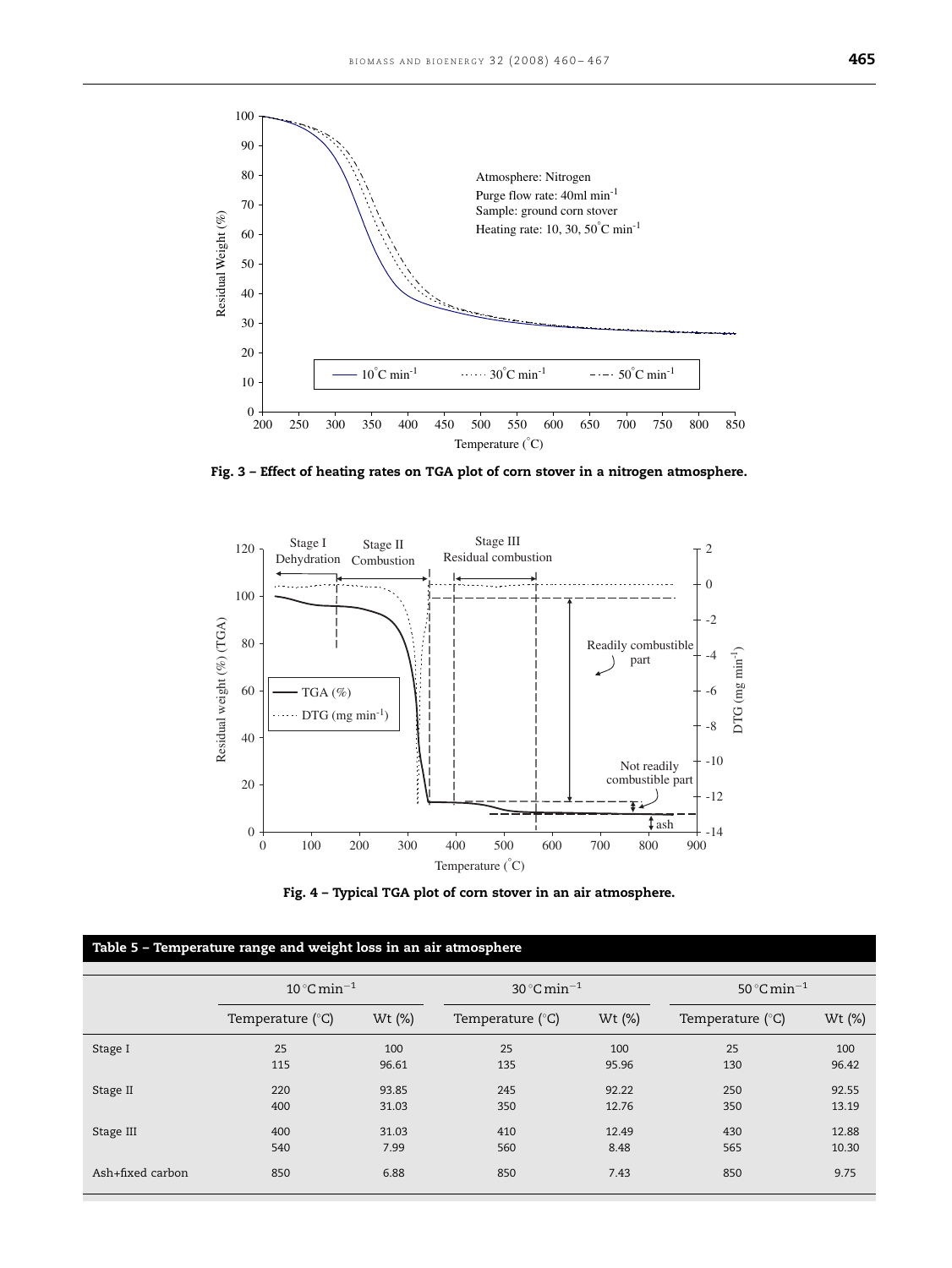Fig. 3 – Effect of heating rates on TGA plot of corn stover in a nitrogen atmosphere.

Fig. 4 – Typical TGA plot of corn stover in an air atmosphere.

**Table 5 – Temperature range and weight loss in an air atmosphere**

| | $10\,^{\circ}C\,min^{-1}$ | | $30\,^{\circ}C\,min^{-1}$ | | $50\,^{\circ}C\,min^{-1}$ | |
|---|---|---|---|---|---|---|
| | Temperature (°C) | Wt (%) | Temperature (°C) | Wt (%) | Temperature (°C) | Wt (%) |
| Stage I | 25 | 100 | 25 | 100 | 25 | 100 |
| | 115 | 96.61 | 135 | 95.96 | 130 | 96.42 |
| Stage II | 220 | 93.85 | 245 | 92.22 | 250 | 92.55 |
| | 400 | 31.03 | 350 | 12.76 | 350 | 13.19 |
| Stage III | 400 | 31.03 | 410 | 12.49 | 430 | 12.88 |
| | 540 | 7.99 | 560 | 8.48 | 565 | 10.30 |
| Ash+fixed carbon | 850 | 6.88 | 850 | 7.43 | 850 | 9.75 |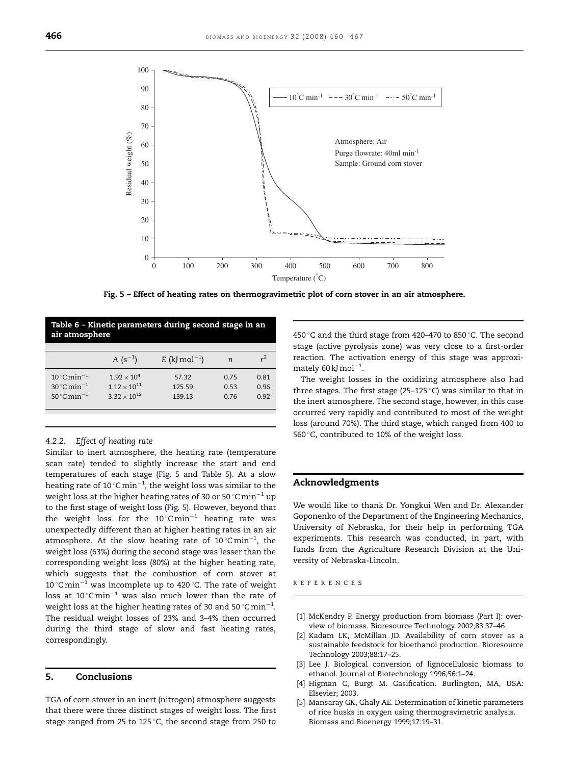Fig. 5 – Effect of heating rates on thermogravimetric plot of corn stover in an air atmosphere.

| Table 6 – Kinetic parameters during second stage in an air atmosphere | | | | |
|---|---|---|---|---|
| | $A$ ($s^{-1}$) | $E$ ($kJ\,mol^{-1}$) | $n$ | $r^2$ |
| $10\,^{\circ}C\,min^{-1}$ | $1.92 \times 10^{4}$ | 57.32 | 0.75 | 0.81 |
| $30\,^{\circ}C\,min^{-1}$ | $1.12 \times 10^{11}$ | 125.59 | 0.53 | 0.96 |
| $50\,^{\circ}C\,min^{-1}$ | $3.32 \times 10^{12}$ | 139.13 | 0.76 | 0.92 |

### 4.2.2. *Effect of heating rate*

Similar to inert atmosphere, the heating rate (temperature scan rate) tended to slightly increase the start and end temperatures of each stage (Fig. 5 and Table 5). At a slow heating rate of $10\,^{\circ}C\,min^{-1}$, the weight loss was similar to the weight loss at the higher heating rates of 30 or $50\,^{\circ}C\,min^{-1}$ up to the first stage of weight loss (Fig. 5). However, beyond that the weight loss for the $10\,^{\circ}C\,min^{-1}$ heating rate was unexpectedly different than at higher heating rates in an air atmosphere. At the slow heating rate of $10\,^{\circ}C\,min^{-1}$, the weight loss (63%) during the second stage was lesser than the corresponding weight loss (80%) at the higher heating rate, which suggests that the combustion of corn stover at $10\,^{\circ}C\,min^{-1}$ was incomplete up to $420\,^{\circ}C$. The rate of weight loss at $10\,^{\circ}C\,min^{-1}$ was also much lower than the rate of weight loss at the higher heating rates of 30 and $50\,^{\circ}C\,min^{-1}$. The residual weight losses of 23% and 3–4% then occurred during the third stage of slow and fast heating rates, correspondingly.

## 5. Conclusions

TGA of corn stover in an inert (nitrogen) atmosphere suggests that there were three distinct stages of weight loss. The first stage ranged from 25 to $125\,^{\circ}C$, the second stage from 250 to $450\,^{\circ}C$ and the third stage from 420–470 to $850\,^{\circ}C$. The second stage (active pyrolysis zone) was very close to a first-order reaction. The activation energy of this stage was approximately $60\,kJ\,mol^{-1}$.

The weight losses in the oxidizing atmosphere also had three stages. The first stage (25–$125\,^{\circ}C$) was similar to that in the inert atmosphere. The second stage, however, in this case occurred very rapidly and contributed to most of the weight loss (around 70%). The third stage, which ranged from 400 to $560\,^{\circ}C$, contributed to 10% of the weight loss.

## Acknowledgments

We would like to thank Dr. Yongkui Wen and Dr. Alexander Goponenko of the Department of the Engineering Mechanics, University of Nebraska, for their help in performing TGA experiments. This research was conducted, in part, with funds from the Agriculture Research Division at the University of Nebraska-Lincoln.

## REFERENCES

[1] McKendry P. Energy production from biomass (Part I): overview of biomass. Bioresource Technology 2002;83:37–46.

[2] Kadam LK, McMillan JD. Availability of corn stover as a sustainable feedstock for bioethanol production. Bioresource Technology 2003;88:17–25.

[3] Lee J. Biological conversion of lignocellulosic biomass to ethanol. Journal of Biotechnology 1996;56:1–24.

[4] Higman C, Burgt M. Gasification. Burlington, MA, USA: Elsevier; 2003.

[5] Mansaray GK, Ghaly AE. Determination of kinetic parameters of rice husks in oxygen using thermogravimetric analysis. Biomass and Bioenergy 1999;17:19–31.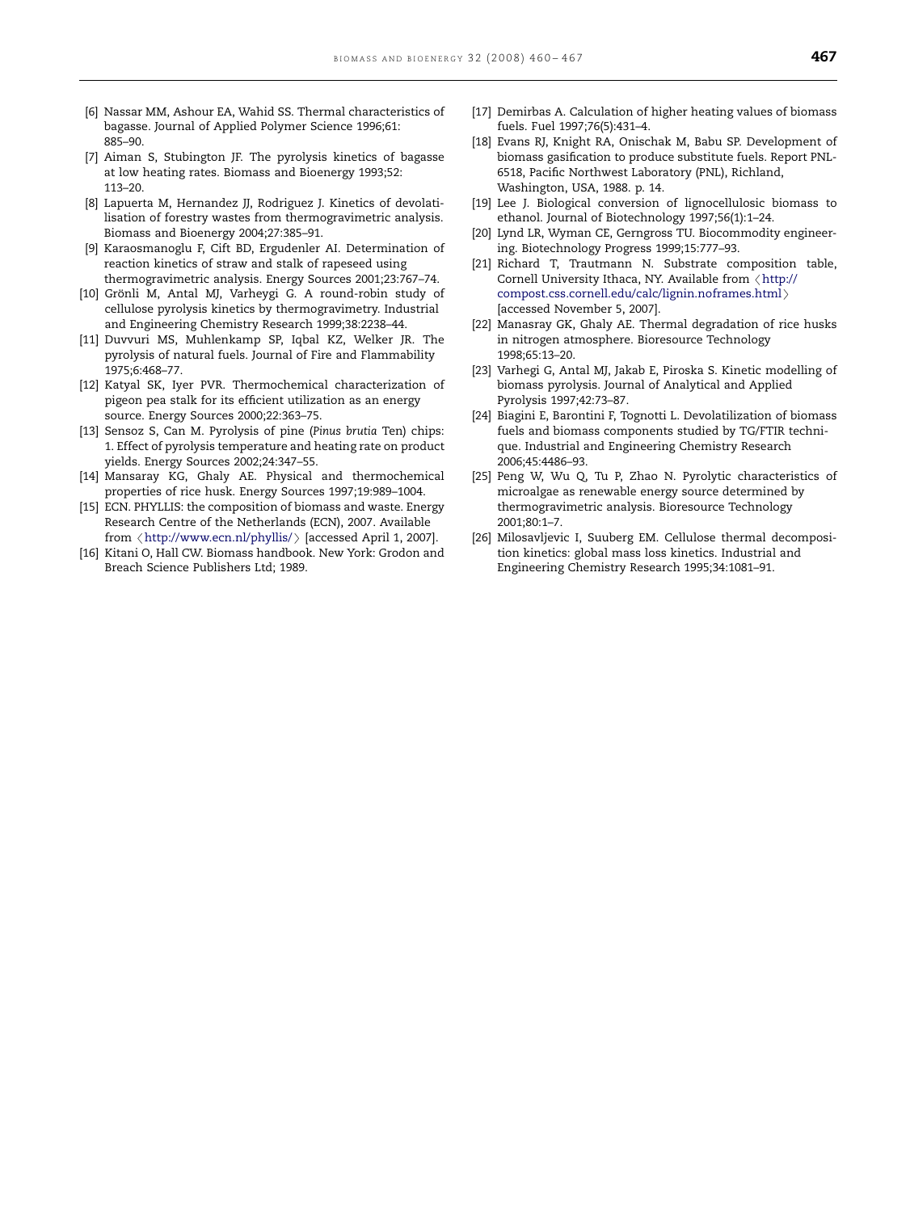[6] Nassar MM, Ashour EA, Wahid SS. Thermal characteristics of bagasse. Journal of Applied Polymer Science 1996;61: 885–90.

[7] Aiman S, Stubington JF. The pyrolysis kinetics of bagasse at low heating rates. Biomass and Bioenergy 1993;52: 113–20.

[8] Lapuerta M, Hernandez JJ, Rodriguez J. Kinetics of devolatilisation of forestry wastes from thermogravimetric analysis. Biomass and Bioenergy 2004;27:385–91.

[9] Karaosmanoglu F, Cift BD, Ergudenler AI. Determination of reaction kinetics of straw and stalk of rapeseed using thermogravimetric analysis. Energy Sources 2001;23:767–74.

[10] Grönli M, Antal MJ, Varheygi G. A round-robin study of cellulose pyrolysis kinetics by thermogravimetry. Industrial and Engineering Chemistry Research 1999;38:2238–44.

[11] Duvvuri MS, Muhlenkamp SP, Iqbal KZ, Welker JR. The pyrolysis of natural fuels. Journal of Fire and Flammability 1975;6:468–77.

[12] Katyal SK, Iyer PVR. Thermochemical characterization of pigeon pea stalk for its efficient utilization as an energy source. Energy Sources 2000;22:363–75.

[13] Sensoz S, Can M. Pyrolysis of pine (*Pinus brutia* Ten) chips: 1. Effect of pyrolysis temperature and heating rate on product yields. Energy Sources 2002;24:347–55.

[14] Mansaray KG, Ghaly AE. Physical and thermochemical properties of rice husk. Energy Sources 1997;19:989–1004.

[15] ECN. PHYLLIS: the composition of biomass and waste. Energy Research Centre of the Netherlands (ECN), 2007. Available from ⟨http://www.ecn.nl/phyllis/⟩ [accessed April 1, 2007].

[16] Kitani O, Hall CW. Biomass handbook. New York: Grodon and Breach Science Publishers Ltd; 1989.

[17] Demirbas A. Calculation of higher heating values of biomass fuels. Fuel 1997;76(5):431–4.

[18] Evans RJ, Knight RA, Onischak M, Babu SP. Development of biomass gasification to produce substitute fuels. Report PNL-6518, Pacific Northwest Laboratory (PNL), Richland, Washington, USA, 1988. p. 14.

[19] Lee J. Biological conversion of lignocellulosic biomass to ethanol. Journal of Biotechnology 1997;56(1):1–24.

[20] Lynd LR, Wyman CE, Gerngross TU. Biocommodity engineering. Biotechnology Progress 1999;15:777–93.

[21] Richard T, Trautmann N. Substrate composition table, Cornell University Ithaca, NY. Available from ⟨http://compost.css.cornell.edu/calc/lignin.noframes.html⟩ [accessed November 5, 2007].

[22] Manasray GK, Ghaly AE. Thermal degradation of rice husks in nitrogen atmosphere. Bioresource Technology 1998;65:13–20.

[23] Varhegi G, Antal MJ, Jakab E, Piroska S. Kinetic modelling of biomass pyrolysis. Journal of Analytical and Applied Pyrolysis 1997;42:73–87.

[24] Biagini E, Barontini F, Tognotti L. Devolatilization of biomass fuels and biomass components studied by TG/FTIR technique. Industrial and Engineering Chemistry Research 2006;45:4486–93.

[25] Peng W, Wu Q, Tu P, Zhao N. Pyrolytic characteristics of microalgae as renewable energy source determined by thermogravimetric analysis. Bioresource Technology 2001;80:1–7.

[26] Milosavljevic I, Suuberg EM. Cellulose thermal decomposition kinetics: global mass loss kinetics. Industrial and Engineering Chemistry Research 1995;34:1081–91.